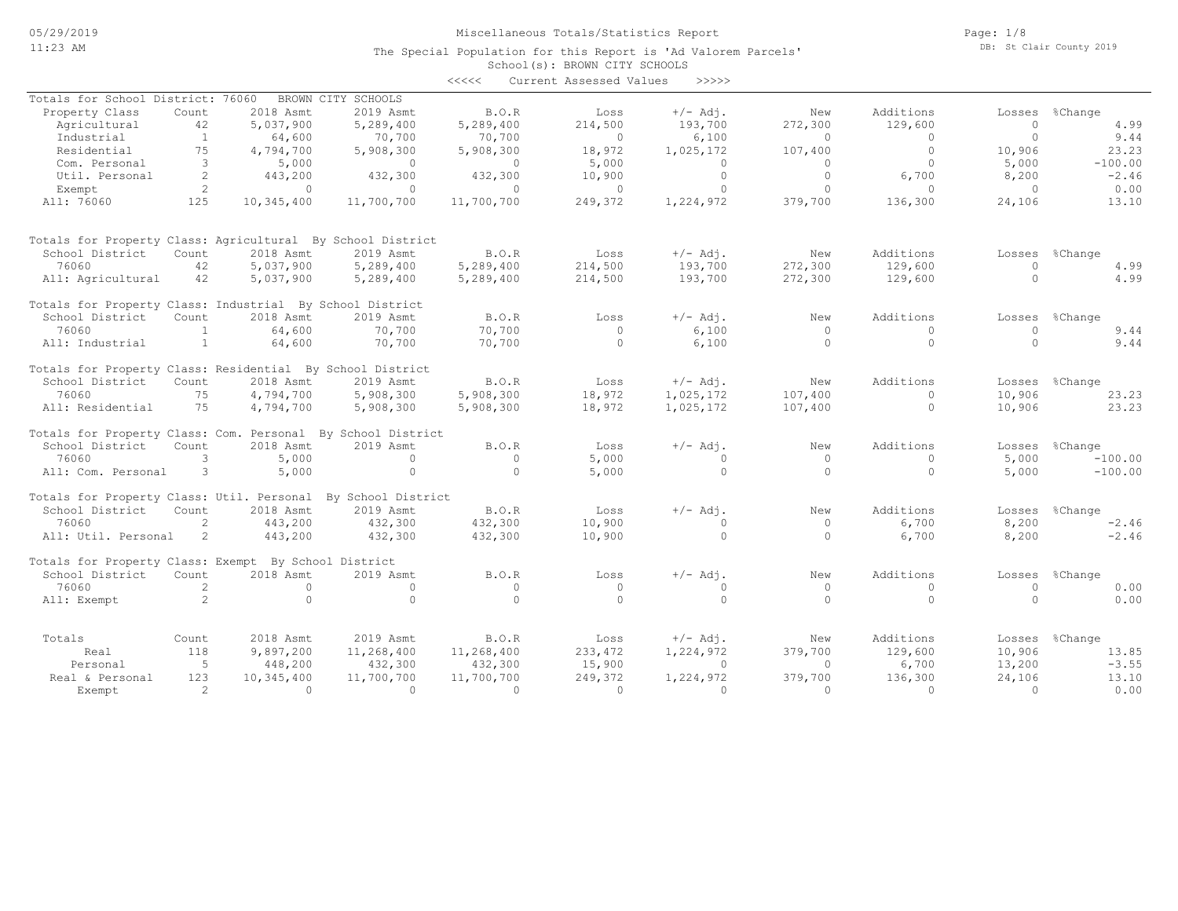# Miscellaneous Totals/Statistics Report

The Special Population for this Report is 'Ad Valorem Parcels'

School(s): BROWN CITY SCHOOLS

<<<<< Current Assessed Values >>>>>

## Totals for School District: 76060 BROWN CITY SCHOOLS

| Property Class | Count | 2018 Asmt | 2019 Asmt | B.O.R | Loss | +/- Adj. | New | Additions | Losses | %Change |
|---|---|---|---|---|---|---|---|---|---|---|
| Agricultural | 42 | 5,037,900 | 5,289,400 | 5,289,400 | 214,500 | 193,700 | 272,300 | 129,600 | 0 | 4.99 |
| Industrial | 1 | 64,600 | 70,700 | 70,700 | 0 | 6,100 | 0 | 0 | 0 | 9.44 |
| Residential | 75 | 4,794,700 | 5,908,300 | 5,908,300 | 18,972 | 1,025,172 | 107,400 | 0 | 10,906 | 23.23 |
| Com. Personal | 3 | 5,000 | 0 | 0 | 5,000 | 0 | 0 | 0 | 5,000 | -100.00 |
| Util. Personal | 2 | 443,200 | 432,300 | 432,300 | 10,900 | 0 | 0 | 6,700 | 8,200 | -2.46 |
| Exempt | 2 | 0 | 0 | 0 | 0 | 0 | 0 | 0 | 0 | 0.00 |
| All: 76060 | 125 | 10,345,400 | 11,700,700 | 11,700,700 | 249,372 | 1,224,972 | 379,700 | 136,300 | 24,106 | 13.10 |

## Totals for Property Class: Agricultural By School District

| School District | Count | 2018 Asmt | 2019 Asmt | B.O.R | Loss | +/- Adj. | New | Additions | Losses | %Change |
|---|---|---|---|---|---|---|---|---|---|---|
| 76060 | 42 | 5,037,900 | 5,289,400 | 5,289,400 | 214,500 | 193,700 | 272,300 | 129,600 | 0 | 4.99 |
| All: Agricultural | 42 | 5,037,900 | 5,289,400 | 5,289,400 | 214,500 | 193,700 | 272,300 | 129,600 | 0 | 4.99 |

## Totals for Property Class: Industrial By School District

| School District | Count | 2018 Asmt | 2019 Asmt | B.O.R | Loss | +/- Adj. | New | Additions | Losses | %Change |
|---|---|---|---|---|---|---|---|---|---|---|
| 76060 | 1 | 64,600 | 70,700 | 70,700 | 0 | 6,100 | 0 | 0 | 0 | 9.44 |
| All: Industrial | 1 | 64,600 | 70,700 | 70,700 | 0 | 6,100 | 0 | 0 | 0 | 9.44 |

## Totals for Property Class: Residential By School District

| School District | Count | 2018 Asmt | 2019 Asmt | B.O.R | Loss | +/- Adj. | New | Additions | Losses | %Change |
|---|---|---|---|---|---|---|---|---|---|---|
| 76060 | 75 | 4,794,700 | 5,908,300 | 5,908,300 | 18,972 | 1,025,172 | 107,400 | 0 | 10,906 | 23.23 |
| All: Residential | 75 | 4,794,700 | 5,908,300 | 5,908,300 | 18,972 | 1,025,172 | 107,400 | 0 | 10,906 | 23.23 |

## Totals for Property Class: Com. Personal By School District

| School District | Count | 2018 Asmt | 2019 Asmt | B.O.R | Loss | +/- Adj. | New | Additions | Losses | %Change |
|---|---|---|---|---|---|---|---|---|---|---|
| 76060 | 3 | 5,000 | 0 | 0 | 5,000 | 0 | 0 | 0 | 5,000 | -100.00 |
| All: Com. Personal | 3 | 5,000 | 0 | 0 | 5,000 | 0 | 0 | 0 | 5,000 | -100.00 |

## Totals for Property Class: Util. Personal By School District

| School District | Count | 2018 Asmt | 2019 Asmt | B.O.R | Loss | +/- Adj. | New | Additions | Losses | %Change |
|---|---|---|---|---|---|---|---|---|---|---|
| 76060 | 2 | 443,200 | 432,300 | 432,300 | 10,900 | 0 | 0 | 6,700 | 8,200 | -2.46 |
| All: Util. Personal | 2 | 443,200 | 432,300 | 432,300 | 10,900 | 0 | 0 | 6,700 | 8,200 | -2.46 |

## Totals for Property Class: Exempt By School District

| School District | Count | 2018 Asmt | 2019 Asmt | B.O.R | Loss | +/- Adj. | New | Additions | Losses | %Change |
|---|---|---|---|---|---|---|---|---|---|---|
| 76060 | 2 | 0 | 0 | 0 | 0 | 0 | 0 | 0 | 0 | 0.00 |
| All: Exempt | 2 | 0 | 0 | 0 | 0 | 0 | 0 | 0 | 0 | 0.00 |

## Totals

| Totals | Count | 2018 Asmt | 2019 Asmt | B.O.R | Loss | +/- Adj. | New | Additions | Losses | %Change |
|---|---|---|---|---|---|---|---|---|---|---|
| Real | 118 | 9,897,200 | 11,268,400 | 11,268,400 | 233,472 | 1,224,972 | 379,700 | 129,600 | 10,906 | 13.85 |
| Personal | 5 | 448,200 | 432,300 | 432,300 | 15,900 | 0 | 0 | 6,700 | 13,200 | -3.55 |
| Real & Personal | 123 | 10,345,400 | 11,700,700 | 11,700,700 | 249,372 | 1,224,972 | 379,700 | 136,300 | 24,106 | 13.10 |
| Exempt | 2 | 0 | 0 | 0 | 0 | 0 | 0 | 0 | 0 | 0.00 |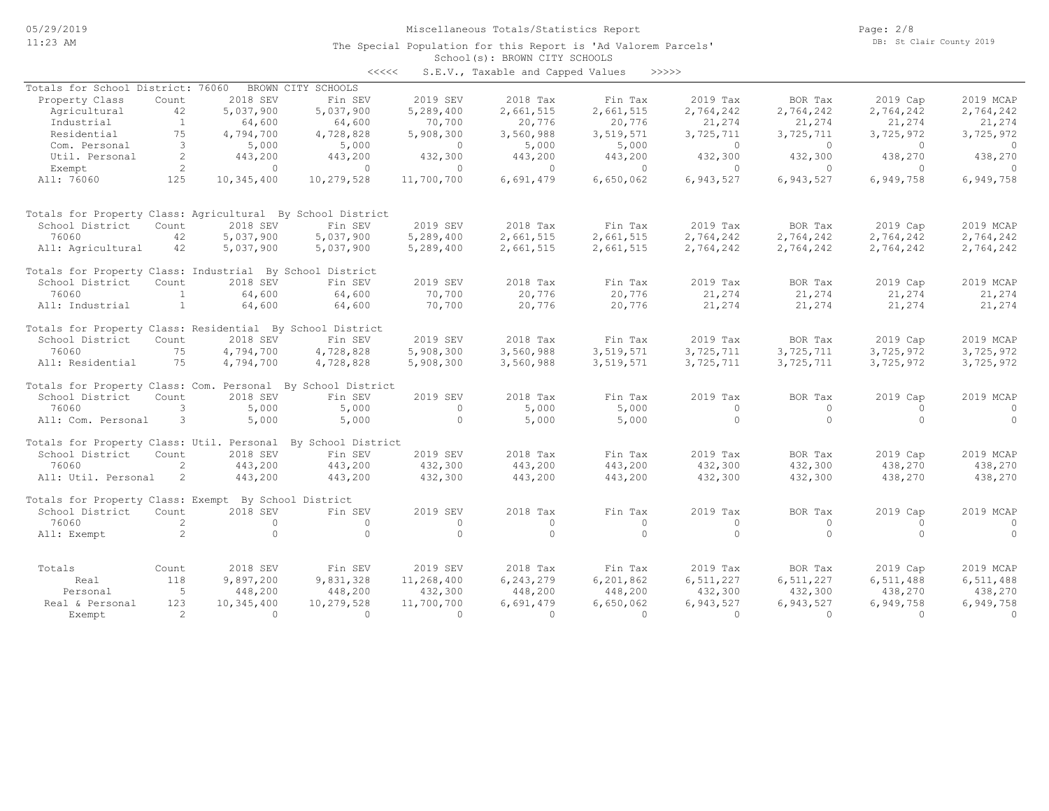Miscellaneous Totals/Statistics Report

The Special Population for this Report is 'Ad Valorem Parcels'

School(s): BROWN CITY SCHOOLS

<<<<< S.E.V., Taxable and Capped Values >>>>>

Totals for School District: 76060 BROWN CITY SCHOOLS

| Property Class | Count | 2018 SEV | Fin SEV | 2019 SEV | 2018 Tax | Fin Tax | 2019 Tax | BOR Tax | 2019 Cap | 2019 MCAP |
|---|---|---|---|---|---|---|---|---|---|---|
| Agricultural | 42 | 5,037,900 | 5,037,900 | 5,289,400 | 2,661,515 | 2,661,515 | 2,764,242 | 2,764,242 | 2,764,242 | 2,764,242 |
| Industrial | 1 | 64,600 | 64,600 | 70,700 | 20,776 | 20,776 | 21,274 | 21,274 | 21,274 | 21,274 |
| Residential | 75 | 4,794,700 | 4,728,828 | 5,908,300 | 3,560,988 | 3,519,571 | 3,725,711 | 3,725,711 | 3,725,972 | 3,725,972 |
| Com. Personal | 3 | 5,000 | 5,000 | 0 | 5,000 | 5,000 | 0 | 0 | 0 | 0 |
| Util. Personal | 2 | 443,200 | 443,200 | 432,300 | 443,200 | 443,200 | 432,300 | 432,300 | 438,270 | 438,270 |
| Exempt | 2 | 0 | 0 | 0 | 0 | 0 | 0 | 0 | 0 | 0 |
| All: 76060 | 125 | 10,345,400 | 10,279,528 | 11,700,700 | 6,691,479 | 6,650,062 | 6,943,527 | 6,943,527 | 6,949,758 | 6,949,758 |

Totals for Property Class: Agricultural By School District

| School District | Count | 2018 SEV | Fin SEV | 2019 SEV | 2018 Tax | Fin Tax | 2019 Tax | BOR Tax | 2019 Cap | 2019 MCAP |
|---|---|---|---|---|---|---|---|---|---|---|
| 76060 | 42 | 5,037,900 | 5,037,900 | 5,289,400 | 2,661,515 | 2,661,515 | 2,764,242 | 2,764,242 | 2,764,242 | 2,764,242 |
| All: Agricultural | 42 | 5,037,900 | 5,037,900 | 5,289,400 | 2,661,515 | 2,661,515 | 2,764,242 | 2,764,242 | 2,764,242 | 2,764,242 |

Totals for Property Class: Industrial By School District

| School District | Count | 2018 SEV | Fin SEV | 2019 SEV | 2018 Tax | Fin Tax | 2019 Tax | BOR Tax | 2019 Cap | 2019 MCAP |
|---|---|---|---|---|---|---|---|---|---|---|
| 76060 | 1 | 64,600 | 64,600 | 70,700 | 20,776 | 20,776 | 21,274 | 21,274 | 21,274 | 21,274 |
| All: Industrial | 1 | 64,600 | 64,600 | 70,700 | 20,776 | 20,776 | 21,274 | 21,274 | 21,274 | 21,274 |

Totals for Property Class: Residential By School District

| School District | Count | 2018 SEV | Fin SEV | 2019 SEV | 2018 Tax | Fin Tax | 2019 Tax | BOR Tax | 2019 Cap | 2019 MCAP |
|---|---|---|---|---|---|---|---|---|---|---|
| 76060 | 75 | 4,794,700 | 4,728,828 | 5,908,300 | 3,560,988 | 3,519,571 | 3,725,711 | 3,725,711 | 3,725,972 | 3,725,972 |
| All: Residential | 75 | 4,794,700 | 4,728,828 | 5,908,300 | 3,560,988 | 3,519,571 | 3,725,711 | 3,725,711 | 3,725,972 | 3,725,972 |

Totals for Property Class: Com. Personal By School District

| School District | Count | 2018 SEV | Fin SEV | 2019 SEV | 2018 Tax | Fin Tax | 2019 Tax | BOR Tax | 2019 Cap | 2019 MCAP |
|---|---|---|---|---|---|---|---|---|---|---|
| 76060 | 3 | 5,000 | 5,000 | 0 | 5,000 | 5,000 | 0 | 0 | 0 | 0 |
| All: Com. Personal | 3 | 5,000 | 5,000 | 0 | 5,000 | 5,000 | 0 | 0 | 0 | 0 |

Totals for Property Class: Util. Personal By School District

| School District | Count | 2018 SEV | Fin SEV | 2019 SEV | 2018 Tax | Fin Tax | 2019 Tax | BOR Tax | 2019 Cap | 2019 MCAP |
|---|---|---|---|---|---|---|---|---|---|---|
| 76060 | 2 | 443,200 | 443,200 | 432,300 | 443,200 | 443,200 | 432,300 | 432,300 | 438,270 | 438,270 |
| All: Util. Personal | 2 | 443,200 | 443,200 | 432,300 | 443,200 | 443,200 | 432,300 | 432,300 | 438,270 | 438,270 |

Totals for Property Class: Exempt By School District

| School District | Count | 2018 SEV | Fin SEV | 2019 SEV | 2018 Tax | Fin Tax | 2019 Tax | BOR Tax | 2019 Cap | 2019 MCAP |
|---|---|---|---|---|---|---|---|---|---|---|
| 76060 | 2 | 0 | 0 | 0 | 0 | 0 | 0 | 0 | 0 | 0 |
| All: Exempt | 2 | 0 | 0 | 0 | 0 | 0 | 0 | 0 | 0 | 0 |

| Totals | Count | 2018 SEV | Fin SEV | 2019 SEV | 2018 Tax | Fin Tax | 2019 Tax | BOR Tax | 2019 Cap | 2019 MCAP |
|---|---|---|---|---|---|---|---|---|---|---|
| Real | 118 | 9,897,200 | 9,831,328 | 11,268,400 | 6,243,279 | 6,201,862 | 6,511,227 | 6,511,227 | 6,511,488 | 6,511,488 |
| Personal | 5 | 448,200 | 448,200 | 432,300 | 448,200 | 448,200 | 432,300 | 432,300 | 438,270 | 438,270 |
| Real & Personal | 123 | 10,345,400 | 10,279,528 | 11,700,700 | 6,691,479 | 6,650,062 | 6,943,527 | 6,943,527 | 6,949,758 | 6,949,758 |
| Exempt | 2 | 0 | 0 | 0 | 0 | 0 | 0 | 0 | 0 | 0 |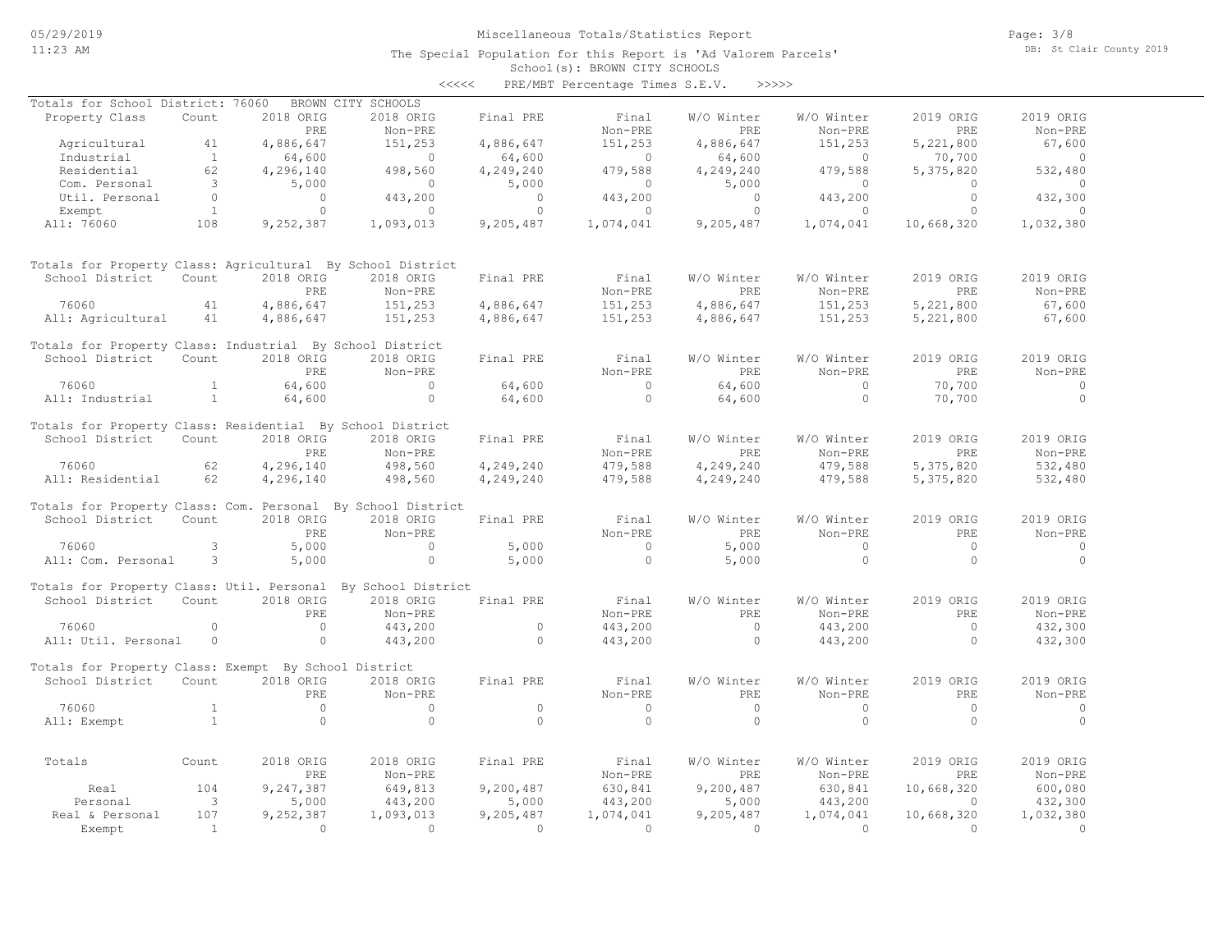Miscellaneous Totals/Statistics Report

The Special Population for this Report is 'Ad Valorem Parcels'

School(s): BROWN CITY SCHOOLS

<<<<< PRE/MBT Percentage Times S.E.V. >>>>>

Totals for School District: 76060 BROWN CITY SCHOOLS

| Property Class | Count | 2018 ORIG PRE | 2018 ORIG Non-PRE | Final PRE | Final Non-PRE | W/O Winter PRE | W/O Winter Non-PRE | 2019 ORIG PRE | 2019 ORIG Non-PRE |
|---|---|---|---|---|---|---|---|---|---|
| Agricultural | 41 | 4,886,647 | 151,253 | 4,886,647 | 151,253 | 4,886,647 | 151,253 | 5,221,800 | 67,600 |
| Industrial | 1 | 64,600 | 0 | 64,600 | 0 | 64,600 | 0 | 70,700 | 0 |
| Residential | 62 | 4,296,140 | 498,560 | 4,249,240 | 479,588 | 4,249,240 | 479,588 | 5,375,820 | 532,480 |
| Com. Personal | 3 | 5,000 | 0 | 5,000 | 0 | 5,000 | 0 | 0 | 0 |
| Util. Personal | 0 | 0 | 443,200 | 0 | 443,200 | 0 | 443,200 | 0 | 432,300 |
| Exempt | 1 | 0 | 0 | 0 | 0 | 0 | 0 | 0 | 0 |
| All: 76060 | 108 | 9,252,387 | 1,093,013 | 9,205,487 | 1,074,041 | 9,205,487 | 1,074,041 | 10,668,320 | 1,032,380 |

Totals for Property Class: Agricultural By School District

| School District | Count | 2018 ORIG PRE | 2018 ORIG Non-PRE | Final PRE | Final Non-PRE | W/O Winter PRE | W/O Winter Non-PRE | 2019 ORIG PRE | 2019 ORIG Non-PRE |
|---|---|---|---|---|---|---|---|---|---|
| 76060 | 41 | 4,886,647 | 151,253 | 4,886,647 | 151,253 | 4,886,647 | 151,253 | 5,221,800 | 67,600 |
| All: Agricultural | 41 | 4,886,647 | 151,253 | 4,886,647 | 151,253 | 4,886,647 | 151,253 | 5,221,800 | 67,600 |

Totals for Property Class: Industrial By School District

| School District | Count | 2018 ORIG PRE | 2018 ORIG Non-PRE | Final PRE | Final Non-PRE | W/O Winter PRE | W/O Winter Non-PRE | 2019 ORIG PRE | 2019 ORIG Non-PRE |
|---|---|---|---|---|---|---|---|---|---|
| 76060 | 1 | 64,600 | 0 | 64,600 | 0 | 64,600 | 0 | 70,700 | 0 |
| All: Industrial | 1 | 64,600 | 0 | 64,600 | 0 | 64,600 | 0 | 70,700 | 0 |

Totals for Property Class: Residential By School District

| School District | Count | 2018 ORIG PRE | 2018 ORIG Non-PRE | Final PRE | Final Non-PRE | W/O Winter PRE | W/O Winter Non-PRE | 2019 ORIG PRE | 2019 ORIG Non-PRE |
|---|---|---|---|---|---|---|---|---|---|
| 76060 | 62 | 4,296,140 | 498,560 | 4,249,240 | 479,588 | 4,249,240 | 479,588 | 5,375,820 | 532,480 |
| All: Residential | 62 | 4,296,140 | 498,560 | 4,249,240 | 479,588 | 4,249,240 | 479,588 | 5,375,820 | 532,480 |

Totals for Property Class: Com. Personal By School District

| School District | Count | 2018 ORIG PRE | 2018 ORIG Non-PRE | Final PRE | Final Non-PRE | W/O Winter PRE | W/O Winter Non-PRE | 2019 ORIG PRE | 2019 ORIG Non-PRE |
|---|---|---|---|---|---|---|---|---|---|
| 76060 | 3 | 5,000 | 0 | 5,000 | 0 | 5,000 | 0 | 0 | 0 |
| All: Com. Personal | 3 | 5,000 | 0 | 5,000 | 0 | 5,000 | 0 | 0 | 0 |

Totals for Property Class: Util. Personal By School District

| School District | Count | 2018 ORIG PRE | 2018 ORIG Non-PRE | Final PRE | Final Non-PRE | W/O Winter PRE | W/O Winter Non-PRE | 2019 ORIG PRE | 2019 ORIG Non-PRE |
|---|---|---|---|---|---|---|---|---|---|
| 76060 | 0 | 0 | 443,200 | 0 | 443,200 | 0 | 443,200 | 0 | 432,300 |
| All: Util. Personal | 0 | 0 | 443,200 | 0 | 443,200 | 0 | 443,200 | 0 | 432,300 |

Totals for Property Class: Exempt By School District

| School District | Count | 2018 ORIG PRE | 2018 ORIG Non-PRE | Final PRE | Final Non-PRE | W/O Winter PRE | W/O Winter Non-PRE | 2019 ORIG PRE | 2019 ORIG Non-PRE |
|---|---|---|---|---|---|---|---|---|---|
| 76060 | 1 | 0 | 0 | 0 | 0 | 0 | 0 | 0 | 0 |
| All: Exempt | 1 | 0 | 0 | 0 | 0 | 0 | 0 | 0 | 0 |

| Totals | Count | 2018 ORIG PRE | 2018 ORIG Non-PRE | Final PRE | Final Non-PRE | W/O Winter PRE | W/O Winter Non-PRE | 2019 ORIG PRE | 2019 ORIG Non-PRE |
|---|---|---|---|---|---|---|---|---|---|
| Real | 104 | 9,247,387 | 649,813 | 9,200,487 | 630,841 | 9,200,487 | 630,841 | 10,668,320 | 600,080 |
| Personal | 3 | 5,000 | 443,200 | 5,000 | 443,200 | 5,000 | 443,200 | 0 | 432,300 |
| Real & Personal | 107 | 9,252,387 | 1,093,013 | 9,205,487 | 1,074,041 | 9,205,487 | 1,074,041 | 10,668,320 | 1,032,380 |
| Exempt | 1 | 0 | 0 | 0 | 0 | 0 | 0 | 0 | 0 |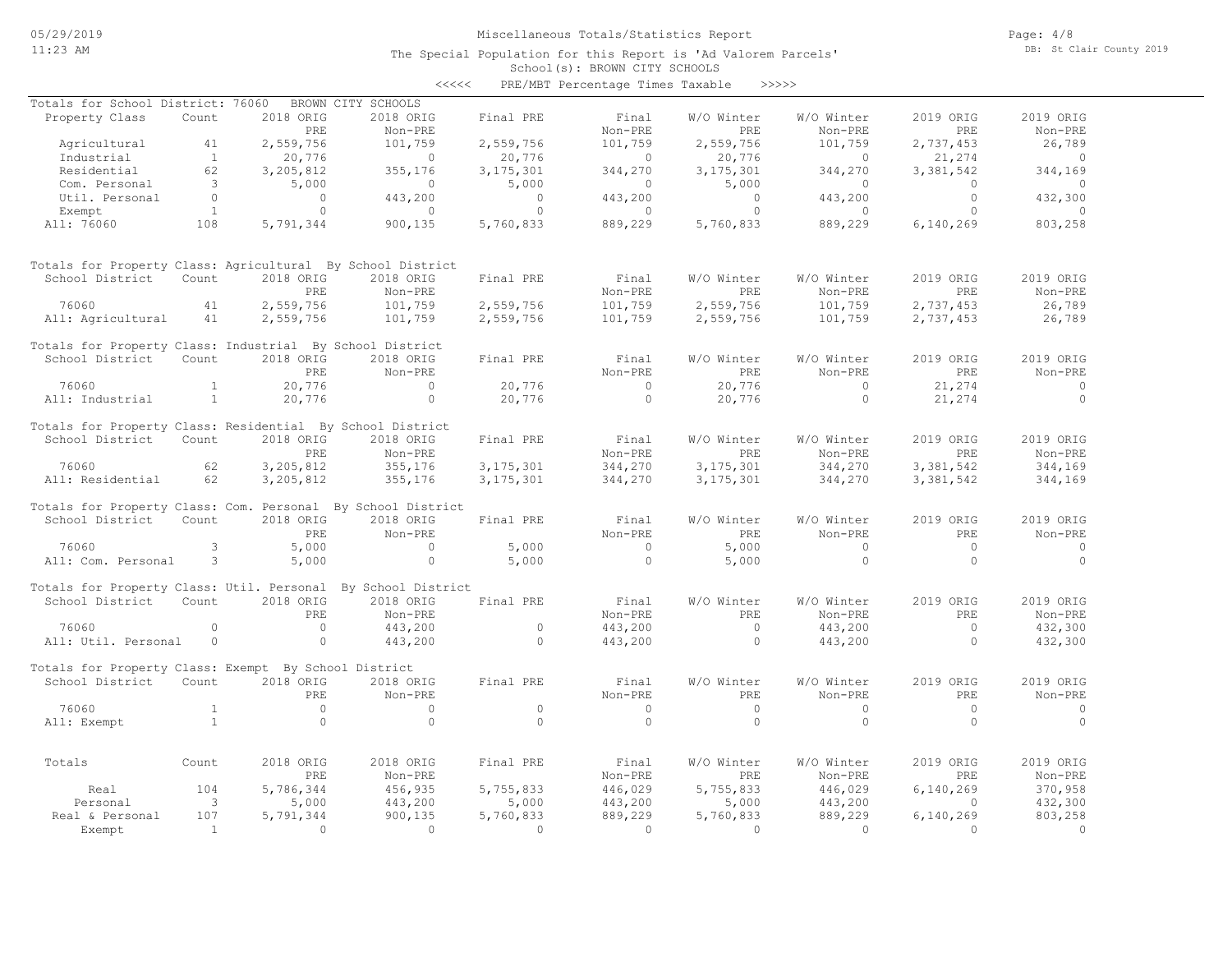# Miscellaneous Totals/Statistics Report

The Special Population for this Report is 'Ad Valorem Parcels'

School(s): BROWN CITY SCHOOLS

<<<<< PRE/MBT Percentage Times Taxable >>>>>

## Totals for School District: 76060 BROWN CITY SCHOOLS

| Property Class | Count | 2018 ORIG PRE | 2018 ORIG Non-PRE | Final PRE | Final Non-PRE | W/O Winter PRE | W/O Winter Non-PRE | 2019 ORIG PRE | 2019 ORIG Non-PRE |
|---|---|---|---|---|---|---|---|---|---|
| Agricultural | 41 | 2,559,756 | 101,759 | 2,559,756 | 101,759 | 2,559,756 | 101,759 | 2,737,453 | 26,789 |
| Industrial | 1 | 20,776 | 0 | 20,776 | 0 | 20,776 | 0 | 21,274 | 0 |
| Residential | 62 | 3,205,812 | 355,176 | 3,175,301 | 344,270 | 3,175,301 | 344,270 | 3,381,542 | 344,169 |
| Com. Personal | 3 | 5,000 | 0 | 5,000 | 0 | 5,000 | 0 | 0 | 0 |
| Util. Personal | 0 | 0 | 443,200 | 0 | 443,200 | 0 | 443,200 | 0 | 432,300 |
| Exempt | 1 | 0 | 0 | 0 | 0 | 0 | 0 | 0 | 0 |
| All: 76060 | 108 | 5,791,344 | 900,135 | 5,760,833 | 889,229 | 5,760,833 | 889,229 | 6,140,269 | 803,258 |

## Totals for Property Class: Agricultural By School District

| School District | Count | 2018 ORIG PRE | 2018 ORIG Non-PRE | Final PRE | Final Non-PRE | W/O Winter PRE | W/O Winter Non-PRE | 2019 ORIG PRE | 2019 ORIG Non-PRE |
|---|---|---|---|---|---|---|---|---|---|
| 76060 | 41 | 2,559,756 | 101,759 | 2,559,756 | 101,759 | 2,559,756 | 101,759 | 2,737,453 | 26,789 |
| All: Agricultural | 41 | 2,559,756 | 101,759 | 2,559,756 | 101,759 | 2,559,756 | 101,759 | 2,737,453 | 26,789 |

## Totals for Property Class: Industrial By School District

| School District | Count | 2018 ORIG PRE | 2018 ORIG Non-PRE | Final PRE | Final Non-PRE | W/O Winter PRE | W/O Winter Non-PRE | 2019 ORIG PRE | 2019 ORIG Non-PRE |
|---|---|---|---|---|---|---|---|---|---|
| 76060 | 1 | 20,776 | 0 | 20,776 | 0 | 20,776 | 0 | 21,274 | 0 |
| All: Industrial | 1 | 20,776 | 0 | 20,776 | 0 | 20,776 | 0 | 21,274 | 0 |

## Totals for Property Class: Residential By School District

| School District | Count | 2018 ORIG PRE | 2018 ORIG Non-PRE | Final PRE | Final Non-PRE | W/O Winter PRE | W/O Winter Non-PRE | 2019 ORIG PRE | 2019 ORIG Non-PRE |
|---|---|---|---|---|---|---|---|---|---|
| 76060 | 62 | 3,205,812 | 355,176 | 3,175,301 | 344,270 | 3,175,301 | 344,270 | 3,381,542 | 344,169 |
| All: Residential | 62 | 3,205,812 | 355,176 | 3,175,301 | 344,270 | 3,175,301 | 344,270 | 3,381,542 | 344,169 |

## Totals for Property Class: Com. Personal By School District

| School District | Count | 2018 ORIG PRE | 2018 ORIG Non-PRE | Final PRE | Final Non-PRE | W/O Winter PRE | W/O Winter Non-PRE | 2019 ORIG PRE | 2019 ORIG Non-PRE |
|---|---|---|---|---|---|---|---|---|---|
| 76060 | 3 | 5,000 | 0 | 5,000 | 0 | 5,000 | 0 | 0 | 0 |
| All: Com. Personal | 3 | 5,000 | 0 | 5,000 | 0 | 5,000 | 0 | 0 | 0 |

## Totals for Property Class: Util. Personal By School District

| School District | Count | 2018 ORIG PRE | 2018 ORIG Non-PRE | Final PRE | Final Non-PRE | W/O Winter PRE | W/O Winter Non-PRE | 2019 ORIG PRE | 2019 ORIG Non-PRE |
|---|---|---|---|---|---|---|---|---|---|
| 76060 | 0 | 0 | 443,200 | 0 | 443,200 | 0 | 443,200 | 0 | 432,300 |
| All: Util. Personal | 0 | 0 | 443,200 | 0 | 443,200 | 0 | 443,200 | 0 | 432,300 |

## Totals for Property Class: Exempt By School District

| School District | Count | 2018 ORIG PRE | 2018 ORIG Non-PRE | Final PRE | Final Non-PRE | W/O Winter PRE | W/O Winter Non-PRE | 2019 ORIG PRE | 2019 ORIG Non-PRE |
|---|---|---|---|---|---|---|---|---|---|
| 76060 | 1 | 0 | 0 | 0 | 0 | 0 | 0 | 0 | 0 |
| All: Exempt | 1 | 0 | 0 | 0 | 0 | 0 | 0 | 0 | 0 |

## Totals

| Totals | Count | 2018 ORIG PRE | 2018 ORIG Non-PRE | Final PRE | Final Non-PRE | W/O Winter PRE | W/O Winter Non-PRE | 2019 ORIG PRE | 2019 ORIG Non-PRE |
|---|---|---|---|---|---|---|---|---|---|
| Real | 104 | 5,786,344 | 456,935 | 5,755,833 | 446,029 | 5,755,833 | 446,029 | 6,140,269 | 370,958 |
| Personal | 3 | 5,000 | 443,200 | 5,000 | 443,200 | 5,000 | 443,200 | 0 | 432,300 |
| Real & Personal | 107 | 5,791,344 | 900,135 | 5,760,833 | 889,229 | 5,760,833 | 889,229 | 6,140,269 | 803,258 |
| Exempt | 1 | 0 | 0 | 0 | 0 | 0 | 0 | 0 | 0 |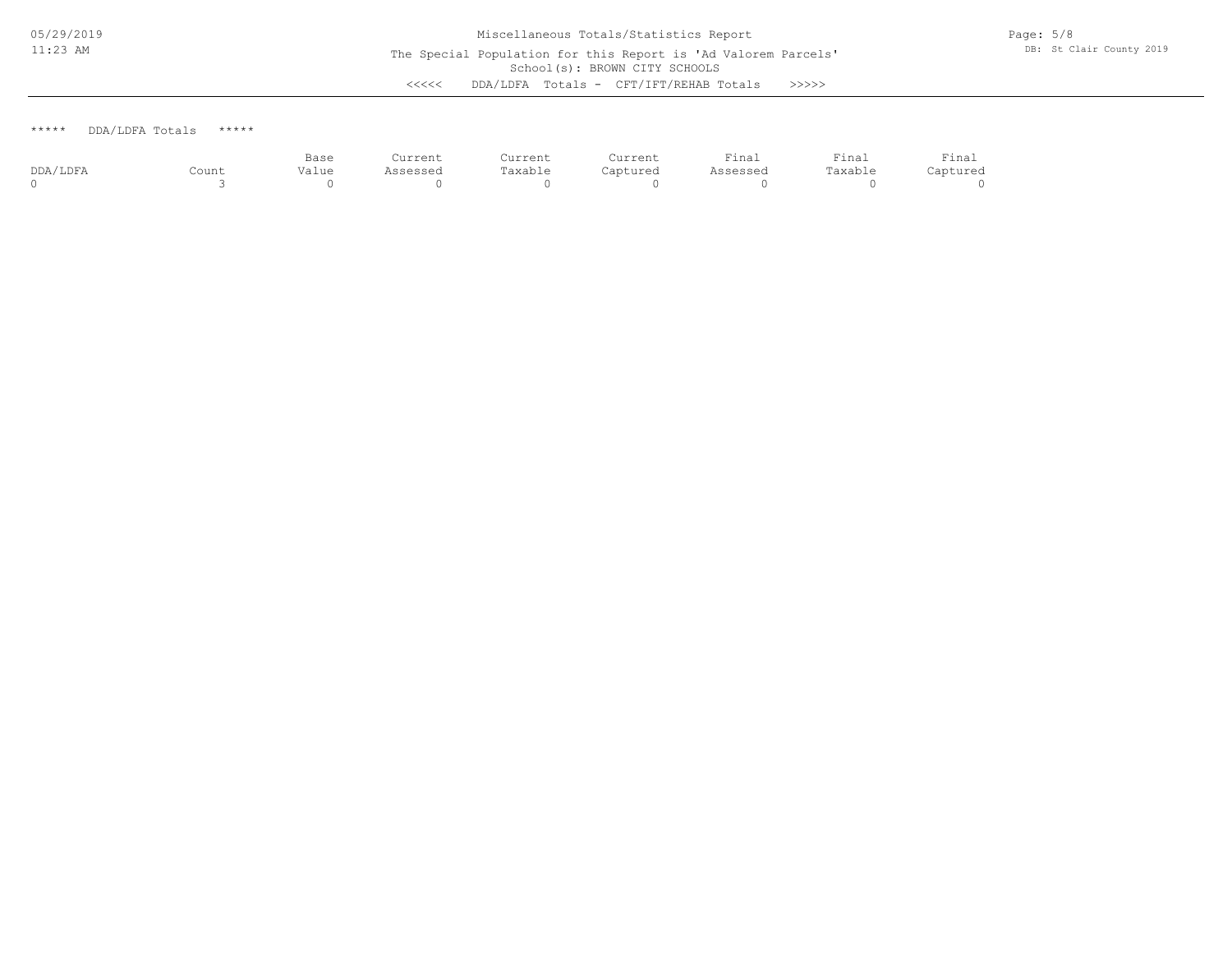Miscellaneous Totals/Statistics Report

The Special Population for this Report is 'Ad Valorem Parcels'

School(s): BROWN CITY SCHOOLS

<<<<< DDA/LDFA Totals - CFT/IFT/REHAB Totals >>>>>

***** DDA/LDFA Totals *****

| DDA/LDFA | Count | Base Value | Current Assessed | Current Taxable | Current Captured | Final Assessed | Final Taxable | Final Captured |
|---|---|---|---|---|---|---|---|---|
| 0 | 3 | 0 | 0 | 0 | 0 | 0 | 0 | 0 |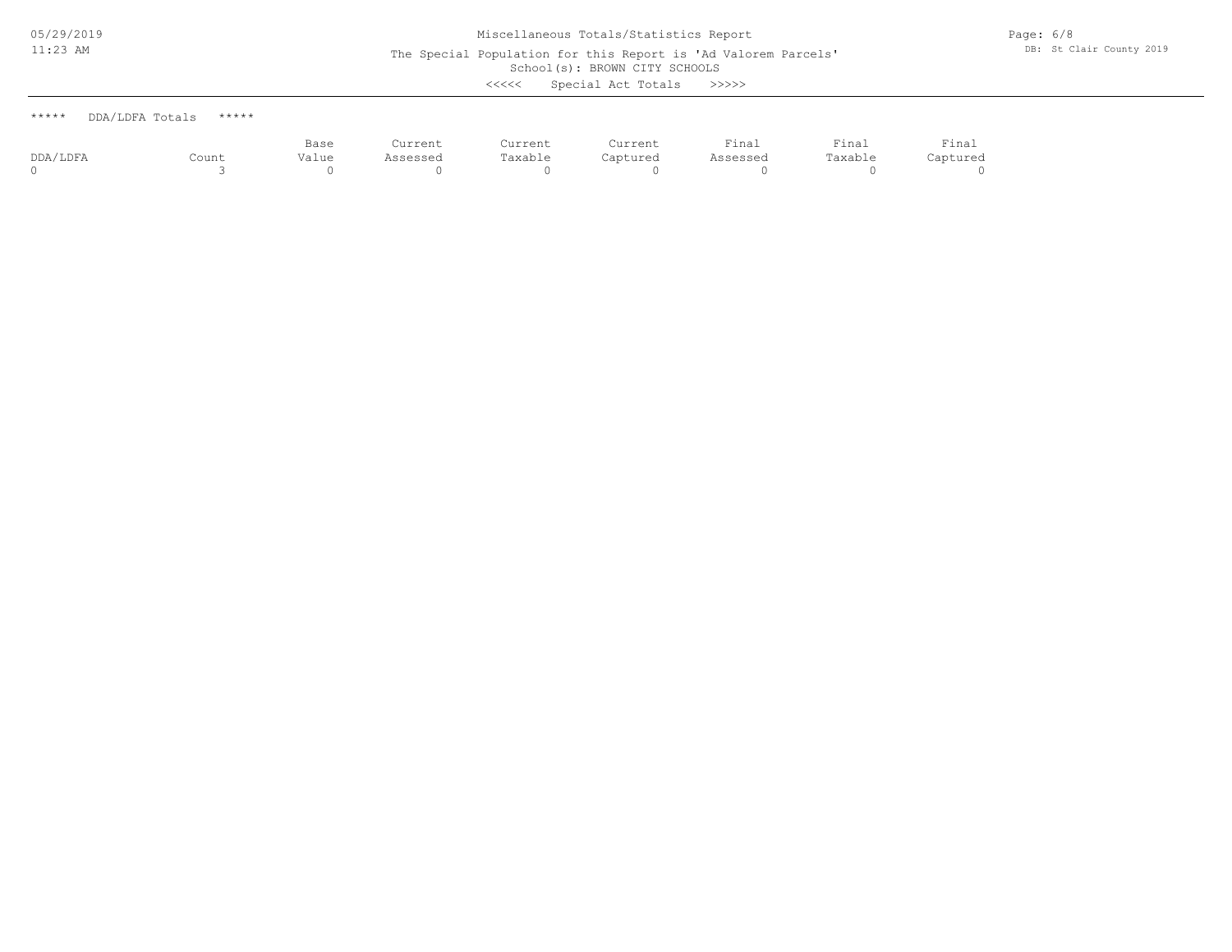Miscellaneous Totals/Statistics Report

The Special Population for this Report is 'Ad Valorem Parcels'

School(s): BROWN CITY SCHOOLS

<<<<< Special Act Totals >>>>>

***** DDA/LDFA Totals *****

| DDA/LDFA | Count | Base Value | Current Assessed | Current Taxable | Current Captured | Final Assessed | Final Taxable | Final Captured |
|---|---|---|---|---|---|---|---|---|
| 0 | 3 | 0 | 0 | 0 | 0 | 0 | 0 | 0 |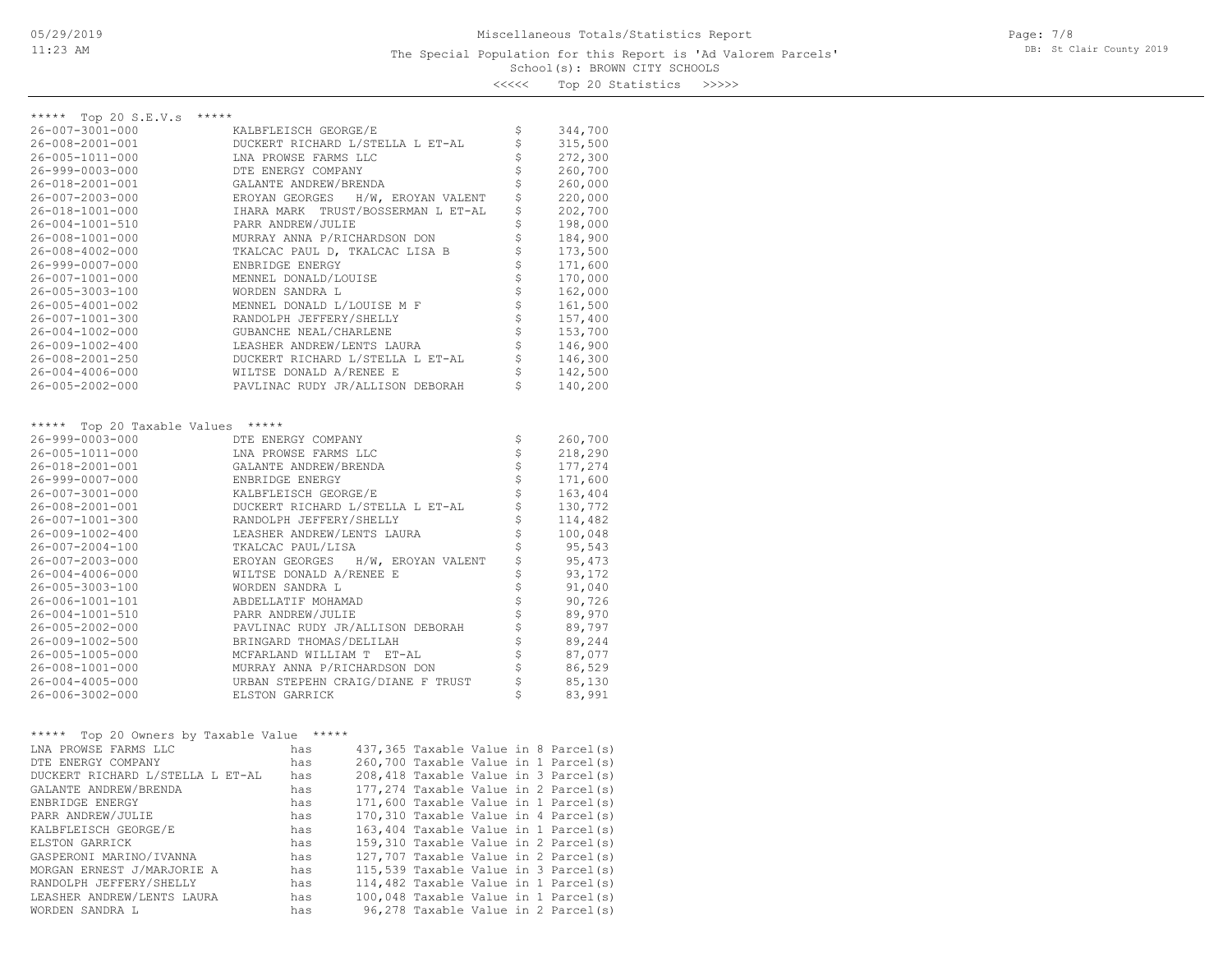Miscellaneous Totals/Statistics Report

The Special Population for this Report is 'Ad Valorem Parcels'

School(s): BROWN CITY SCHOOLS

<<<<< Top 20 Statistics >>>>>

## ***** Top 20 S.E.V.s *****

| Parcel | Owner | | Value |
|---|---|---|---|
| 26-007-3001-000 | KALBFLEISCH GEORGE/E | $ | 344,700 |
| 26-008-2001-001 | DUCKERT RICHARD L/STELLA L ET-AL | $ | 315,500 |
| 26-005-1011-000 | LNA PROWSE FARMS LLC | $ | 272,300 |
| 26-999-0003-000 | DTE ENERGY COMPANY | $ | 260,700 |
| 26-018-2001-001 | GALANTE ANDREW/BRENDA | $ | 260,000 |
| 26-007-2003-000 | EROYAN GEORGES H/W, EROYAN VALENT | $ | 220,000 |
| 26-018-1001-000 | IHARA MARK TRUST/BOSSERMAN L ET-AL | $ | 202,700 |
| 26-004-1001-510 | PARR ANDREW/JULIE | $ | 198,000 |
| 26-008-1001-000 | MURRAY ANNA P/RICHARDSON DON | $ | 184,900 |
| 26-008-4002-000 | TKALCAC PAUL D, TKALCAC LISA B | $ | 173,500 |
| 26-999-0007-000 | ENBRIDGE ENERGY | $ | 171,600 |
| 26-007-1001-000 | MENNEL DONALD/LOUISE | $ | 170,000 |
| 26-005-3003-100 | WORDEN SANDRA L | $ | 162,000 |
| 26-005-4001-002 | MENNEL DONALD L/LOUISE M F | $ | 161,500 |
| 26-007-1001-300 | RANDOLPH JEFFERY/SHELLY | $ | 157,400 |
| 26-004-1002-000 | GUBANCHE NEAL/CHARLENE | $ | 153,700 |
| 26-009-1002-400 | LEASHER ANDREW/LENTS LAURA | $ | 146,900 |
| 26-008-2001-250 | DUCKERT RICHARD L/STELLA L ET-AL | $ | 146,300 |
| 26-004-4006-000 | WILTSE DONALD A/RENEE E | $ | 142,500 |
| 26-005-2002-000 | PAVLINAC RUDY JR/ALLISON DEBORAH | $ | 140,200 |

## ***** Top 20 Taxable Values *****

| Parcel | Owner | | Value |
|---|---|---|---|
| 26-999-0003-000 | DTE ENERGY COMPANY | $ | 260,700 |
| 26-005-1011-000 | LNA PROWSE FARMS LLC | $ | 218,290 |
| 26-018-2001-001 | GALANTE ANDREW/BRENDA | $ | 177,274 |
| 26-999-0007-000 | ENBRIDGE ENERGY | $ | 171,600 |
| 26-007-3001-000 | KALBFLEISCH GEORGE/E | $ | 163,404 |
| 26-008-2001-001 | DUCKERT RICHARD L/STELLA L ET-AL | $ | 130,772 |
| 26-007-1001-300 | RANDOLPH JEFFERY/SHELLY | $ | 114,482 |
| 26-009-1002-400 | LEASHER ANDREW/LENTS LAURA | $ | 100,048 |
| 26-007-2004-100 | TKALCAC PAUL/LISA | $ | 95,543 |
| 26-007-2003-000 | EROYAN GEORGES H/W, EROYAN VALENT | $ | 95,473 |
| 26-004-4006-000 | WILTSE DONALD A/RENEE E | $ | 93,172 |
| 26-005-3003-100 | WORDEN SANDRA L | $ | 91,040 |
| 26-006-1001-101 | ABDELLATIF MOHAMAD | $ | 90,726 |
| 26-004-1001-510 | PARR ANDREW/JULIE | $ | 89,970 |
| 26-005-2002-000 | PAVLINAC RUDY JR/ALLISON DEBORAH | $ | 89,797 |
| 26-009-1002-500 | BRINGARD THOMAS/DELILAH | $ | 89,244 |
| 26-005-1005-000 | MCFARLAND WILLIAM T ET-AL | $ | 87,077 |
| 26-008-1001-000 | MURRAY ANNA P/RICHARDSON DON | $ | 86,529 |
| 26-004-4005-000 | URBAN STEPEHN CRAIG/DIANE F TRUST | $ | 85,130 |
| 26-006-3002-000 | ELSTON GARRICK | $ | 83,991 |

## ***** Top 20 Owners by Taxable Value *****

| Owner | | Taxable Value | Parcels |
|---|---|---|---|
| LNA PROWSE FARMS LLC | has | 437,365 Taxable Value | in 8 Parcel(s) |
| DTE ENERGY COMPANY | has | 260,700 Taxable Value | in 1 Parcel(s) |
| DUCKERT RICHARD L/STELLA L ET-AL | has | 208,418 Taxable Value | in 3 Parcel(s) |
| GALANTE ANDREW/BRENDA | has | 177,274 Taxable Value | in 2 Parcel(s) |
| ENBRIDGE ENERGY | has | 171,600 Taxable Value | in 1 Parcel(s) |
| PARR ANDREW/JULIE | has | 170,310 Taxable Value | in 4 Parcel(s) |
| KALBFLEISCH GEORGE/E | has | 163,404 Taxable Value | in 1 Parcel(s) |
| ELSTON GARRICK | has | 159,310 Taxable Value | in 2 Parcel(s) |
| GASPERONI MARINO/IVANNA | has | 127,707 Taxable Value | in 2 Parcel(s) |
| MORGAN ERNEST J/MARJORIE A | has | 115,539 Taxable Value | in 3 Parcel(s) |
| RANDOLPH JEFFERY/SHELLY | has | 114,482 Taxable Value | in 1 Parcel(s) |
| LEASHER ANDREW/LENTS LAURA | has | 100,048 Taxable Value | in 1 Parcel(s) |
| WORDEN SANDRA L | has | 96,278 Taxable Value | in 2 Parcel(s) |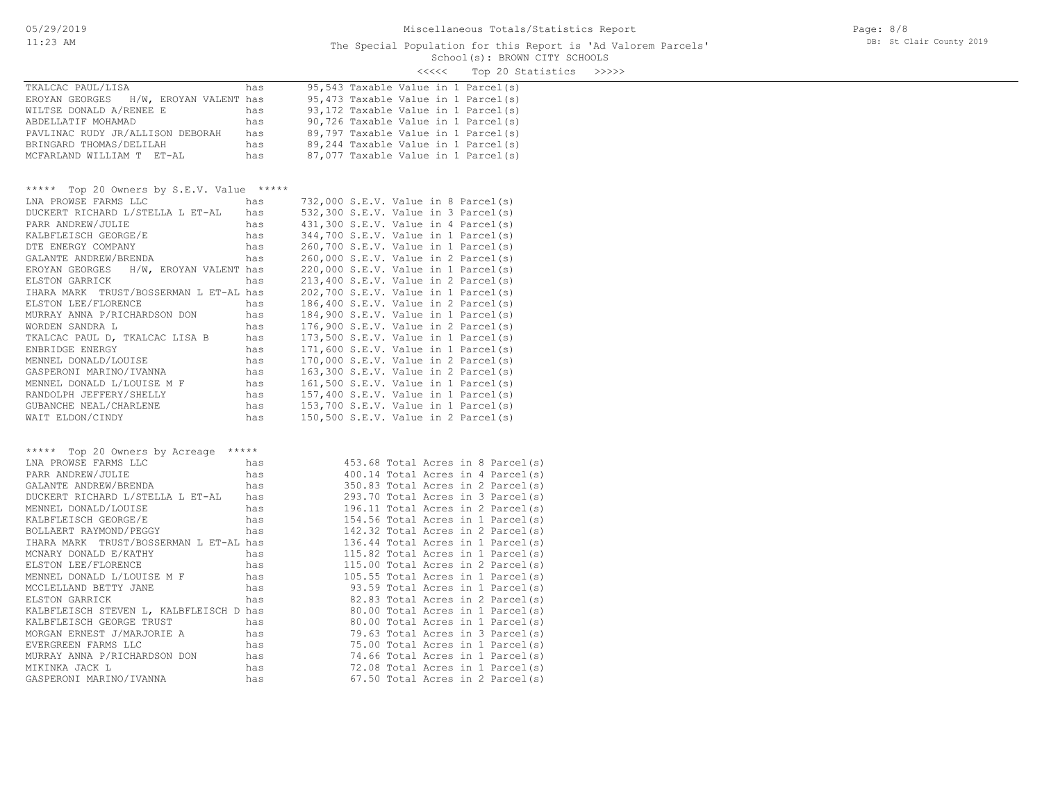| | | |
|---|---|---|
| TKALCAC PAUL/LISA | has | 95,543 Taxable Value in 1 Parcel(s) |
| EROYAN GEORGES H/W, EROYAN VALENT | has | 95,473 Taxable Value in 1 Parcel(s) |
| WILTSE DONALD A/RENEE E | has | 93,172 Taxable Value in 1 Parcel(s) |
| ABDELLATIF MOHAMAD | has | 90,726 Taxable Value in 1 Parcel(s) |
| PAVLINAC RUDY JR/ALLISON DEBORAH | has | 89,797 Taxable Value in 1 Parcel(s) |
| BRINGARD THOMAS/DELILAH | has | 89,244 Taxable Value in 1 Parcel(s) |
| MCFARLAND WILLIAM T ET-AL | has | 87,077 Taxable Value in 1 Parcel(s) |

***** Top 20 Owners by S.E.V. Value *****

| | | |
|---|---|---|
| LNA PROWSE FARMS LLC | has | 732,000 S.E.V. Value in 8 Parcel(s) |
| DUCKERT RICHARD L/STELLA L ET-AL | has | 532,300 S.E.V. Value in 3 Parcel(s) |
| PARR ANDREW/JULIE | has | 431,300 S.E.V. Value in 4 Parcel(s) |
| KALBFLEISCH GEORGE/E | has | 344,700 S.E.V. Value in 1 Parcel(s) |
| DTE ENERGY COMPANY | has | 260,700 S.E.V. Value in 1 Parcel(s) |
| GALANTE ANDREW/BRENDA | has | 260,000 S.E.V. Value in 2 Parcel(s) |
| EROYAN GEORGES H/W, EROYAN VALENT | has | 220,000 S.E.V. Value in 1 Parcel(s) |
| ELSTON GARRICK | has | 213,400 S.E.V. Value in 2 Parcel(s) |
| IHARA MARK TRUST/BOSSERMAN L ET-AL | has | 202,700 S.E.V. Value in 1 Parcel(s) |
| ELSTON LEE/FLORENCE | has | 186,400 S.E.V. Value in 2 Parcel(s) |
| MURRAY ANNA P/RICHARDSON DON | has | 184,900 S.E.V. Value in 1 Parcel(s) |
| WORDEN SANDRA L | has | 176,900 S.E.V. Value in 2 Parcel(s) |
| TKALCAC PAUL D, TKALCAC LISA B | has | 173,500 S.E.V. Value in 1 Parcel(s) |
| ENBRIDGE ENERGY | has | 171,600 S.E.V. Value in 1 Parcel(s) |
| MENNEL DONALD/LOUISE | has | 170,000 S.E.V. Value in 2 Parcel(s) |
| GASPERONI MARINO/IVANNA | has | 163,300 S.E.V. Value in 2 Parcel(s) |
| MENNEL DONALD L/LOUISE M F | has | 161,500 S.E.V. Value in 1 Parcel(s) |
| RANDOLPH JEFFERY/SHELLY | has | 157,400 S.E.V. Value in 1 Parcel(s) |
| GUBANCHE NEAL/CHARLENE | has | 153,700 S.E.V. Value in 1 Parcel(s) |
| WAIT ELDON/CINDY | has | 150,500 S.E.V. Value in 2 Parcel(s) |

***** Top 20 Owners by Acreage *****

| | | |
|---|---|---|
| LNA PROWSE FARMS LLC | has | 453.68 Total Acres in 8 Parcel(s) |
| PARR ANDREW/JULIE | has | 400.14 Total Acres in 4 Parcel(s) |
| GALANTE ANDREW/BRENDA | has | 350.83 Total Acres in 2 Parcel(s) |
| DUCKERT RICHARD L/STELLA L ET-AL | has | 293.70 Total Acres in 3 Parcel(s) |
| MENNEL DONALD/LOUISE | has | 196.11 Total Acres in 2 Parcel(s) |
| KALBFLEISCH GEORGE/E | has | 154.56 Total Acres in 1 Parcel(s) |
| BOLLAERT RAYMOND/PEGGY | has | 142.32 Total Acres in 2 Parcel(s) |
| IHARA MARK TRUST/BOSSERMAN L ET-AL | has | 136.44 Total Acres in 1 Parcel(s) |
| MCNARY DONALD E/KATHY | has | 115.82 Total Acres in 1 Parcel(s) |
| ELSTON LEE/FLORENCE | has | 115.00 Total Acres in 2 Parcel(s) |
| MENNEL DONALD L/LOUISE M F | has | 105.55 Total Acres in 1 Parcel(s) |
| MCCLELLAND BETTY JANE | has | 93.59 Total Acres in 1 Parcel(s) |
| ELSTON GARRICK | has | 82.83 Total Acres in 2 Parcel(s) |
| KALBFLEISCH STEVEN L, KALBFLEISCH D | has | 80.00 Total Acres in 1 Parcel(s) |
| KALBFLEISCH GEORGE TRUST | has | 80.00 Total Acres in 1 Parcel(s) |
| MORGAN ERNEST J/MARJORIE A | has | 79.63 Total Acres in 3 Parcel(s) |
| EVERGREEN FARMS LLC | has | 75.00 Total Acres in 1 Parcel(s) |
| MURRAY ANNA P/RICHARDSON DON | has | 74.66 Total Acres in 1 Parcel(s) |
| MIKINKA JACK L | has | 72.08 Total Acres in 1 Parcel(s) |
| GASPERONI MARINO/IVANNA | has | 67.50 Total Acres in 2 Parcel(s) |